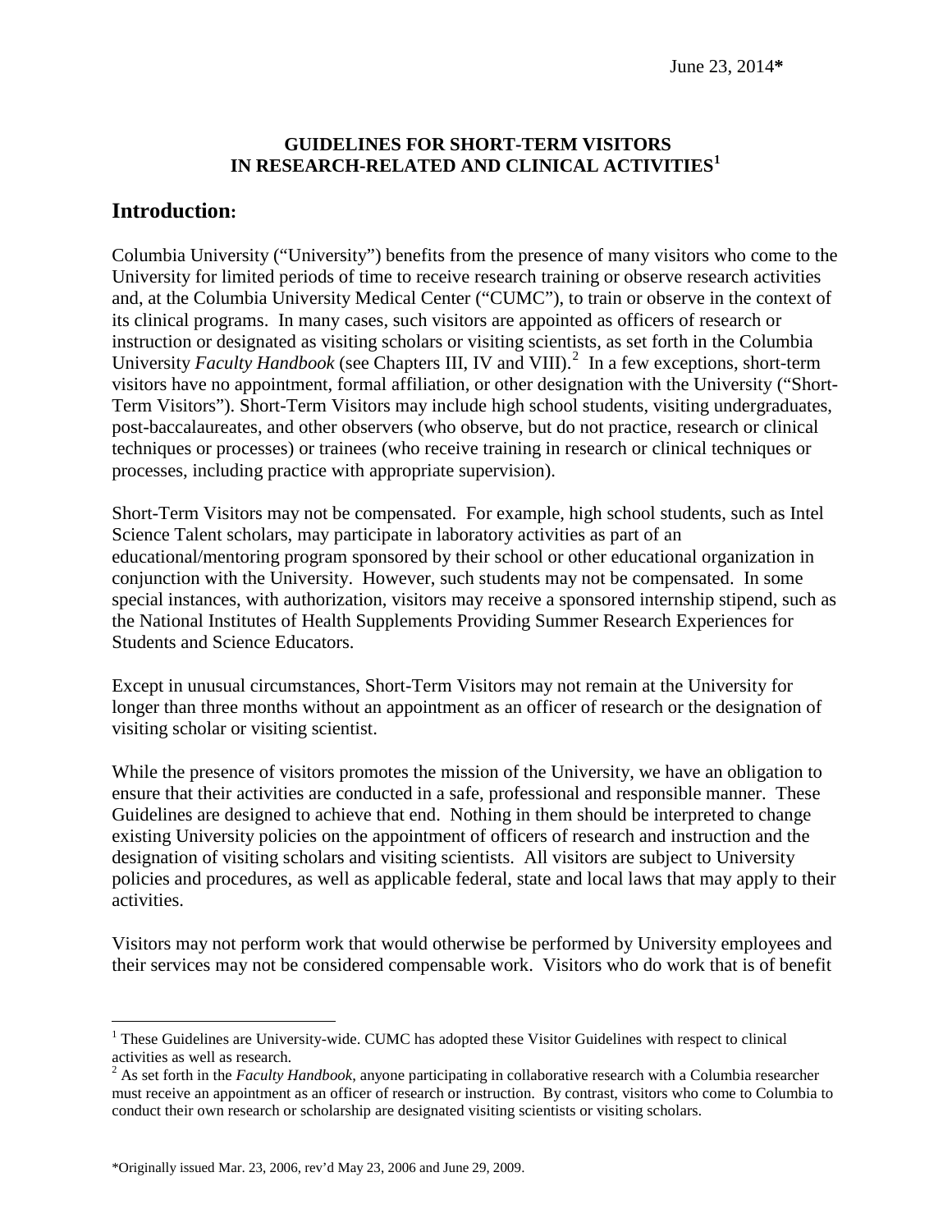June 23, 2014*

**GUIDELINES FOR SHORT-TERM VISITORS IN RESEARCH-RELATED AND CLINICAL ACTIVITIES**[1]

## Introduction:

Columbia University ("University") benefits from the presence of many visitors who come to the University for limited periods of time to receive research training or observe research activities and, at the Columbia University Medical Center ("CUMC"), to train or observe in the context of its clinical programs. In many cases, such visitors are appointed as officers of research or instruction or designated as visiting scholars or visiting scientists, as set forth in the Columbia University *Faculty Handbook* (see Chapters III, IV and VIII).[2] In a few exceptions, short-term visitors have no appointment, formal affiliation, or other designation with the University ("Short-Term Visitors"). Short-Term Visitors may include high school students, visiting undergraduates, post-baccalaureates, and other observers (who observe, but do not practice, research or clinical techniques or processes) or trainees (who receive training in research or clinical techniques or processes, including practice with appropriate supervision).

Short-Term Visitors may not be compensated. For example, high school students, such as Intel Science Talent scholars, may participate in laboratory activities as part of an educational/mentoring program sponsored by their school or other educational organization in conjunction with the University. However, such students may not be compensated. In some special instances, with authorization, visitors may receive a sponsored internship stipend, such as the National Institutes of Health Supplements Providing Summer Research Experiences for Students and Science Educators.

Except in unusual circumstances, Short-Term Visitors may not remain at the University for longer than three months without an appointment as an officer of research or the designation of visiting scholar or visiting scientist.

While the presence of visitors promotes the mission of the University, we have an obligation to ensure that their activities are conducted in a safe, professional and responsible manner. These Guidelines are designed to achieve that end. Nothing in them should be interpreted to change existing University policies on the appointment of officers of research and instruction and the designation of visiting scholars and visiting scientists. All visitors are subject to University policies and procedures, as well as applicable federal, state and local laws that may apply to their activities.

Visitors may not perform work that would otherwise be performed by University employees and their services may not be considered compensable work. Visitors who do work that is of benefit

---

[1] These Guidelines are University-wide. CUMC has adopted these Visitor Guidelines with respect to clinical activities as well as research.

[2] As set forth in the *Faculty Handbook*, anyone participating in collaborative research with a Columbia researcher must receive an appointment as an officer of research or instruction. By contrast, visitors who come to Columbia to conduct their own research or scholarship are designated visiting scientists or visiting scholars.

*Originally issued Mar. 23, 2006, rev'd May 23, 2006 and June 29, 2009.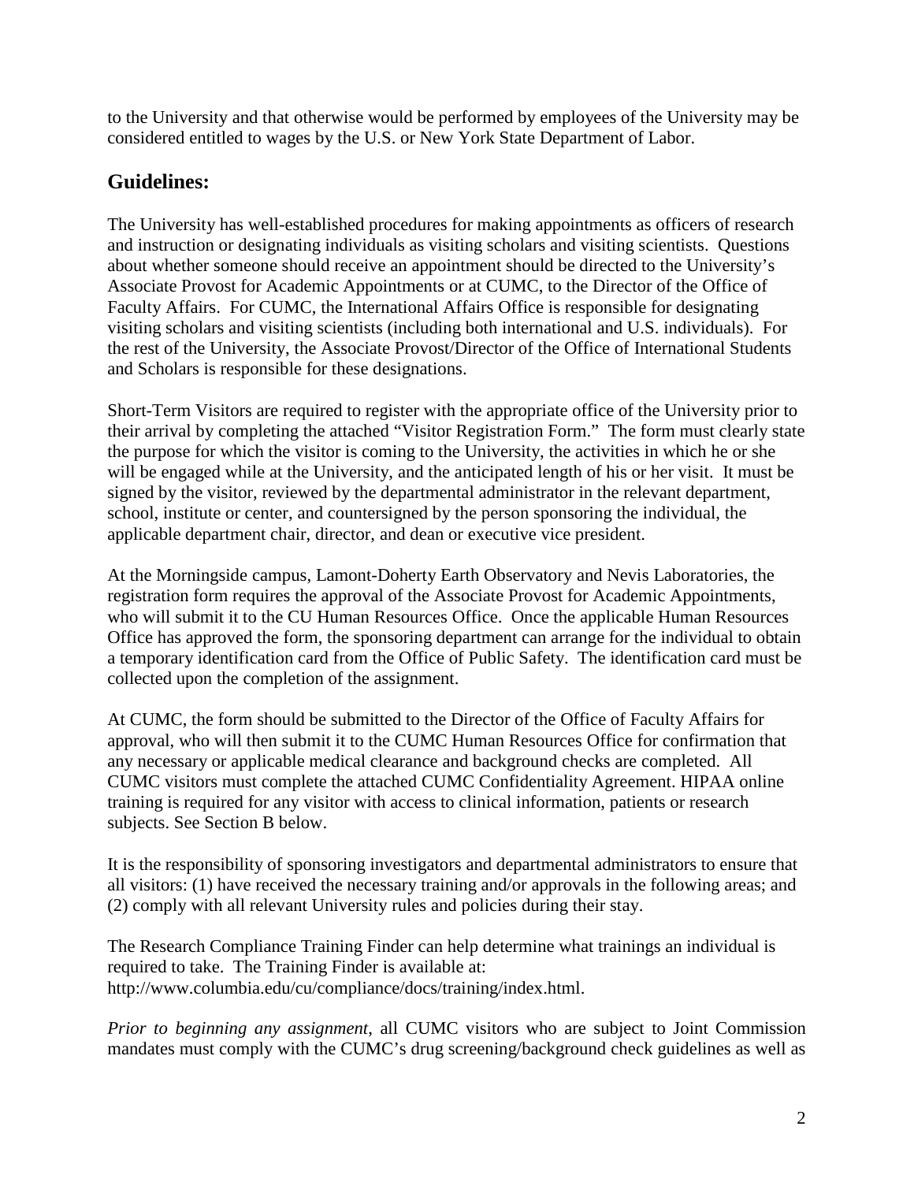to the University and that otherwise would be performed by employees of the University may be considered entitled to wages by the U.S. or New York State Department of Labor.

## Guidelines:

The University has well-established procedures for making appointments as officers of research and instruction or designating individuals as visiting scholars and visiting scientists. Questions about whether someone should receive an appointment should be directed to the University's Associate Provost for Academic Appointments or at CUMC, to the Director of the Office of Faculty Affairs. For CUMC, the International Affairs Office is responsible for designating visiting scholars and visiting scientists (including both international and U.S. individuals). For the rest of the University, the Associate Provost/Director of the Office of International Students and Scholars is responsible for these designations.

Short-Term Visitors are required to register with the appropriate office of the University prior to their arrival by completing the attached "Visitor Registration Form." The form must clearly state the purpose for which the visitor is coming to the University, the activities in which he or she will be engaged while at the University, and the anticipated length of his or her visit. It must be signed by the visitor, reviewed by the departmental administrator in the relevant department, school, institute or center, and countersigned by the person sponsoring the individual, the applicable department chair, director, and dean or executive vice president.

At the Morningside campus, Lamont-Doherty Earth Observatory and Nevis Laboratories, the registration form requires the approval of the Associate Provost for Academic Appointments, who will submit it to the CU Human Resources Office. Once the applicable Human Resources Office has approved the form, the sponsoring department can arrange for the individual to obtain a temporary identification card from the Office of Public Safety. The identification card must be collected upon the completion of the assignment.

At CUMC, the form should be submitted to the Director of the Office of Faculty Affairs for approval, who will then submit it to the CUMC Human Resources Office for confirmation that any necessary or applicable medical clearance and background checks are completed. All CUMC visitors must complete the attached CUMC Confidentiality Agreement. HIPAA online training is required for any visitor with access to clinical information, patients or research subjects. See Section B below.

It is the responsibility of sponsoring investigators and departmental administrators to ensure that all visitors: (1) have received the necessary training and/or approvals in the following areas; and (2) comply with all relevant University rules and policies during their stay.

The Research Compliance Training Finder can help determine what trainings an individual is required to take. The Training Finder is available at: http://www.columbia.edu/cu/compliance/docs/training/index.html.

*Prior to beginning any assignment*, all CUMC visitors who are subject to Joint Commission mandates must comply with the CUMC's drug screening/background check guidelines as well as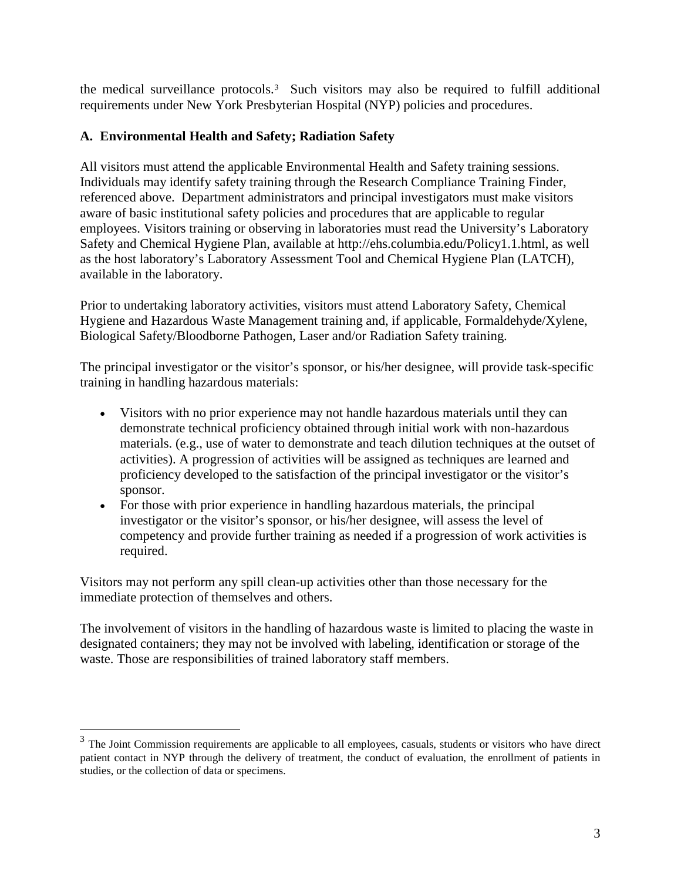the medical surveillance protocols.[3] Such visitors may also be required to fulfill additional requirements under New York Presbyterian Hospital (NYP) policies and procedures.

**A. Environmental Health and Safety; Radiation Safety**

All visitors must attend the applicable Environmental Health and Safety training sessions. Individuals may identify safety training through the Research Compliance Training Finder, referenced above. Department administrators and principal investigators must make visitors aware of basic institutional safety policies and procedures that are applicable to regular employees. Visitors training or observing in laboratories must read the University's Laboratory Safety and Chemical Hygiene Plan, available at http://ehs.columbia.edu/Policy1.1.html, as well as the host laboratory's Laboratory Assessment Tool and Chemical Hygiene Plan (LATCH), available in the laboratory.

Prior to undertaking laboratory activities, visitors must attend Laboratory Safety, Chemical Hygiene and Hazardous Waste Management training and, if applicable, Formaldehyde/Xylene, Biological Safety/Bloodborne Pathogen, Laser and/or Radiation Safety training.

The principal investigator or the visitor's sponsor, or his/her designee, will provide task-specific training in handling hazardous materials:

- Visitors with no prior experience may not handle hazardous materials until they can demonstrate technical proficiency obtained through initial work with non-hazardous materials. (e.g., use of water to demonstrate and teach dilution techniques at the outset of activities). A progression of activities will be assigned as techniques are learned and proficiency developed to the satisfaction of the principal investigator or the visitor's sponsor.
- For those with prior experience in handling hazardous materials, the principal investigator or the visitor's sponsor, or his/her designee, will assess the level of competency and provide further training as needed if a progression of work activities is required.

Visitors may not perform any spill clean-up activities other than those necessary for the immediate protection of themselves and others.

The involvement of visitors in the handling of hazardous waste is limited to placing the waste in designated containers; they may not be involved with labeling, identification or storage of the waste. Those are responsibilities of trained laboratory staff members.

[3] The Joint Commission requirements are applicable to all employees, casuals, students or visitors who have direct patient contact in NYP through the delivery of treatment, the conduct of evaluation, the enrollment of patients in studies, or the collection of data or specimens.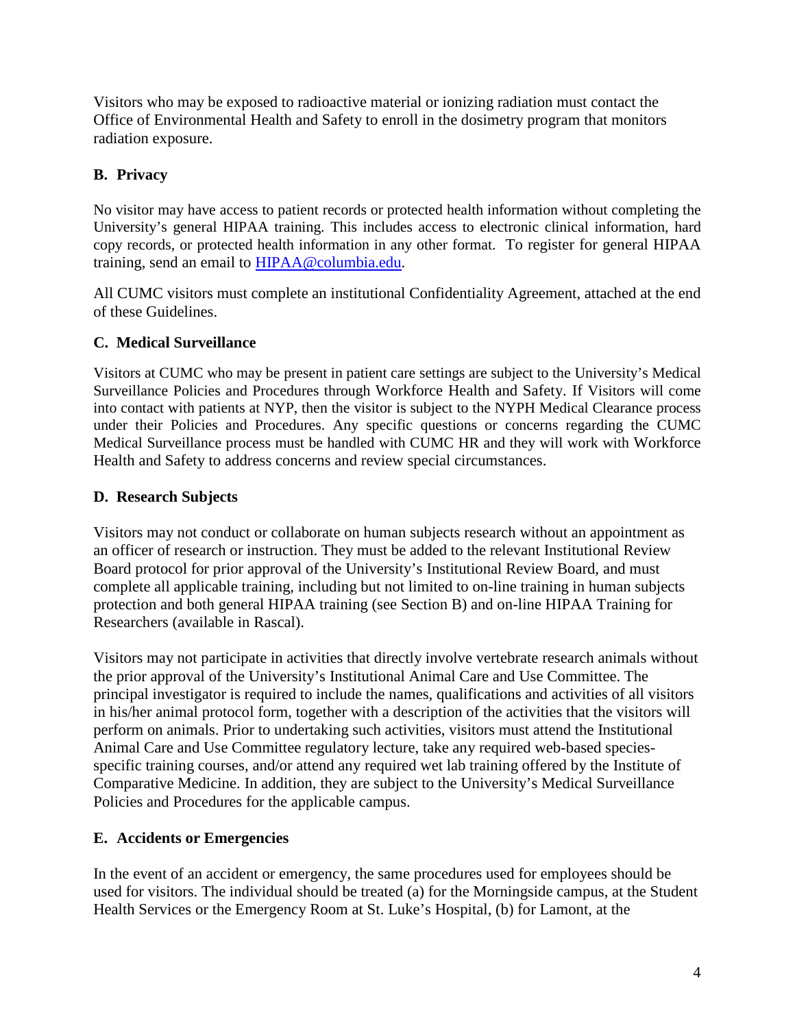Visitors who may be exposed to radioactive material or ionizing radiation must contact the Office of Environmental Health and Safety to enroll in the dosimetry program that monitors radiation exposure.

### B. Privacy

No visitor may have access to patient records or protected health information without completing the University's general HIPAA training. This includes access to electronic clinical information, hard copy records, or protected health information in any other format. To register for general HIPAA training, send an email to [HIPAA@columbia.edu](mailto:HIPAA@columbia.edu).

All CUMC visitors must complete an institutional Confidentiality Agreement, attached at the end of these Guidelines.

### C. Medical Surveillance

Visitors at CUMC who may be present in patient care settings are subject to the University's Medical Surveillance Policies and Procedures through Workforce Health and Safety. If Visitors will come into contact with patients at NYP, then the visitor is subject to the NYPH Medical Clearance process under their Policies and Procedures. Any specific questions or concerns regarding the CUMC Medical Surveillance process must be handled with CUMC HR and they will work with Workforce Health and Safety to address concerns and review special circumstances.

### D. Research Subjects

Visitors may not conduct or collaborate on human subjects research without an appointment as an officer of research or instruction. They must be added to the relevant Institutional Review Board protocol for prior approval of the University's Institutional Review Board, and must complete all applicable training, including but not limited to on-line training in human subjects protection and both general HIPAA training (see Section B) and on-line HIPAA Training for Researchers (available in Rascal).

Visitors may not participate in activities that directly involve vertebrate research animals without the prior approval of the University's Institutional Animal Care and Use Committee. The principal investigator is required to include the names, qualifications and activities of all visitors in his/her animal protocol form, together with a description of the activities that the visitors will perform on animals. Prior to undertaking such activities, visitors must attend the Institutional Animal Care and Use Committee regulatory lecture, take any required web-based species-specific training courses, and/or attend any required wet lab training offered by the Institute of Comparative Medicine. In addition, they are subject to the University's Medical Surveillance Policies and Procedures for the applicable campus.

### E. Accidents or Emergencies

In the event of an accident or emergency, the same procedures used for employees should be used for visitors. The individual should be treated (a) for the Morningside campus, at the Student Health Services or the Emergency Room at St. Luke's Hospital, (b) for Lamont, at the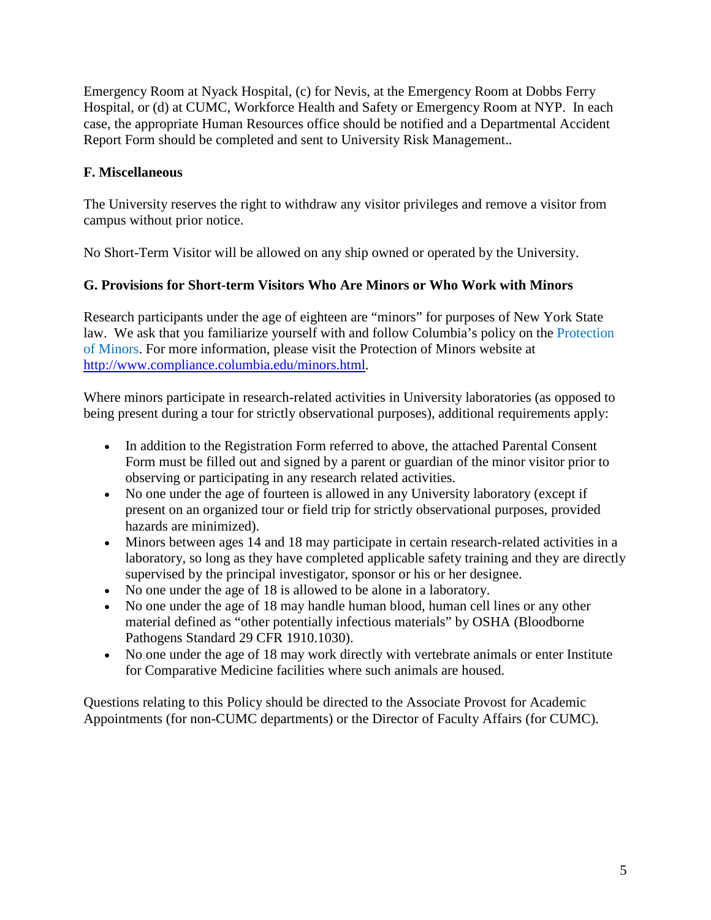Emergency Room at Nyack Hospital, (c) for Nevis, at the Emergency Room at Dobbs Ferry Hospital, or (d) at CUMC, Workforce Health and Safety or Emergency Room at NYP. In each case, the appropriate Human Resources office should be notified and a Departmental Accident Report Form should be completed and sent to University Risk Management..

**F. Miscellaneous**

The University reserves the right to withdraw any visitor privileges and remove a visitor from campus without prior notice.

No Short-Term Visitor will be allowed on any ship owned or operated by the University.

**G. Provisions for Short-term Visitors Who Are Minors or Who Work with Minors**

Research participants under the age of eighteen are "minors" for purposes of New York State law. We ask that you familiarize yourself with and follow Columbia's policy on the Protection of Minors. For more information, please visit the Protection of Minors website at http://www.compliance.columbia.edu/minors.html.

Where minors participate in research-related activities in University laboratories (as opposed to being present during a tour for strictly observational purposes), additional requirements apply:

- In addition to the Registration Form referred to above, the attached Parental Consent Form must be filled out and signed by a parent or guardian of the minor visitor prior to observing or participating in any research related activities.
- No one under the age of fourteen is allowed in any University laboratory (except if present on an organized tour or field trip for strictly observational purposes, provided hazards are minimized).
- Minors between ages 14 and 18 may participate in certain research-related activities in a laboratory, so long as they have completed applicable safety training and they are directly supervised by the principal investigator, sponsor or his or her designee.
- No one under the age of 18 is allowed to be alone in a laboratory.
- No one under the age of 18 may handle human blood, human cell lines or any other material defined as "other potentially infectious materials" by OSHA (Bloodborne Pathogens Standard 29 CFR 1910.1030).
- No one under the age of 18 may work directly with vertebrate animals or enter Institute for Comparative Medicine facilities where such animals are housed.

Questions relating to this Policy should be directed to the Associate Provost for Academic Appointments (for non-CUMC departments) or the Director of Faculty Affairs (for CUMC).